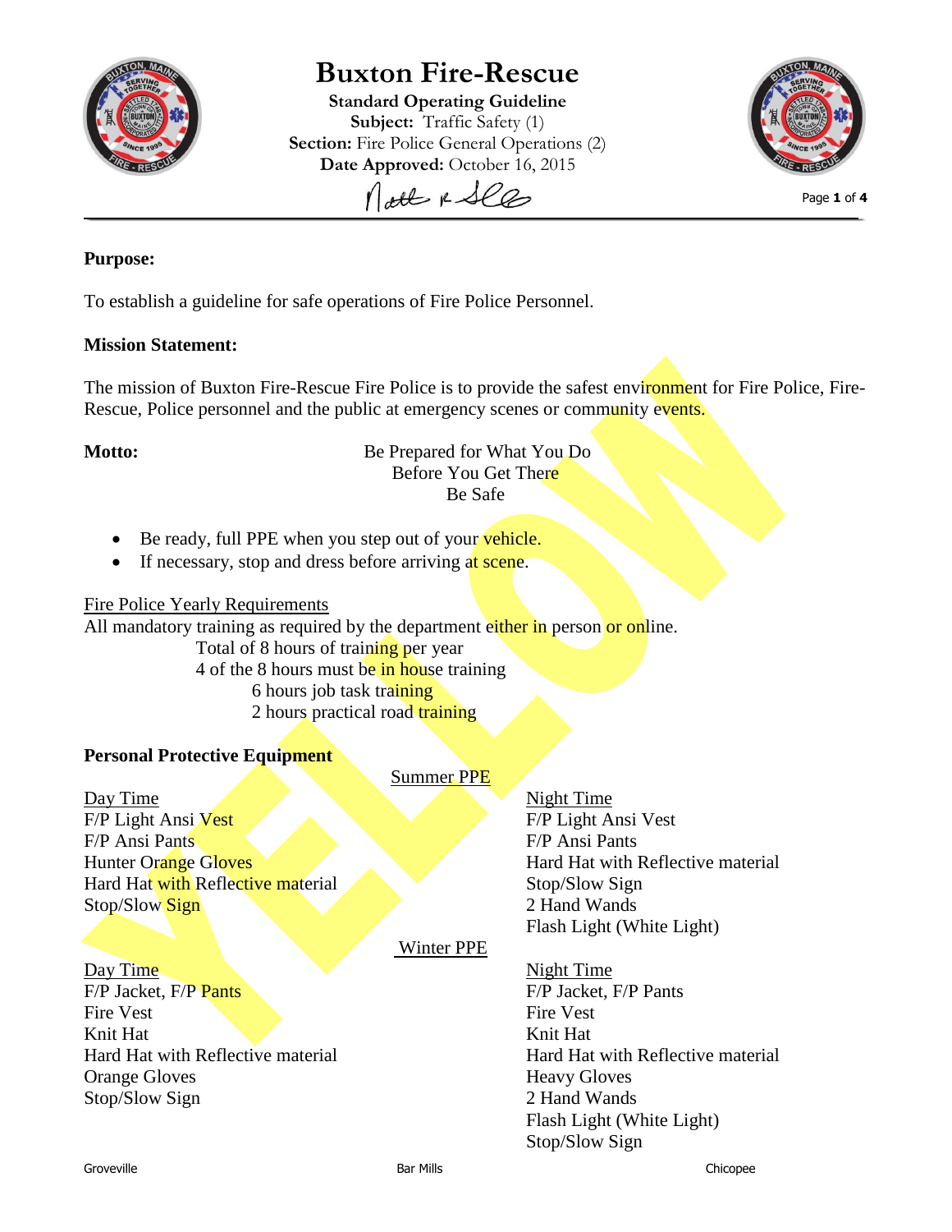# Buxton Fire-Rescue

**Standard Operating Guideline**
**Subject:** Traffic Safety (1)
**Section:** Fire Police General Operations (2)
**Date Approved:** October 16, 2015

**Purpose:**

To establish a guideline for safe operations of Fire Police Personnel.

**Mission Statement:**

The mission of Buxton Fire-Rescue Fire Police is to provide the safest environment for Fire Police, Fire-Rescue, Police personnel and the public at emergency scenes or community events.

**Motto:**

Be Prepared for What You Do
Before You Get There
Be Safe

- Be ready, full PPE when you step out of your vehicle.
- If necessary, stop and dress before arriving at scene.

Fire Police Yearly Requirements

All mandatory training as required by the department either in person or online.

Total of 8 hours of training per year
4 of the 8 hours must be in house training
6 hours job task training
2 hours practical road training

**Personal Protective Equipment**

Summer PPE

| Day Time | Night Time |
|---|---|
| F/P Light Ansi Vest | F/P Light Ansi Vest |
| F/P Ansi Pants | F/P Ansi Pants |
| Hunter Orange Gloves | Hard Hat with Reflective material |
| Hard Hat with Reflective material | Stop/Slow Sign |
| Stop/Slow Sign | 2 Hand Wands |
| | Flash Light (White Light) |

Winter PPE

| Day Time | Night Time |
|---|---|
| F/P Jacket, F/P Pants | F/P Jacket, F/P Pants |
| Fire Vest | Fire Vest |
| Knit Hat | Knit Hat |
| Hard Hat with Reflective material | Hard Hat with Reflective material |
| Orange Gloves | Heavy Gloves |
| Stop/Slow Sign | 2 Hand Wands |
| | Flash Light (White Light) |
| | Stop/Slow Sign |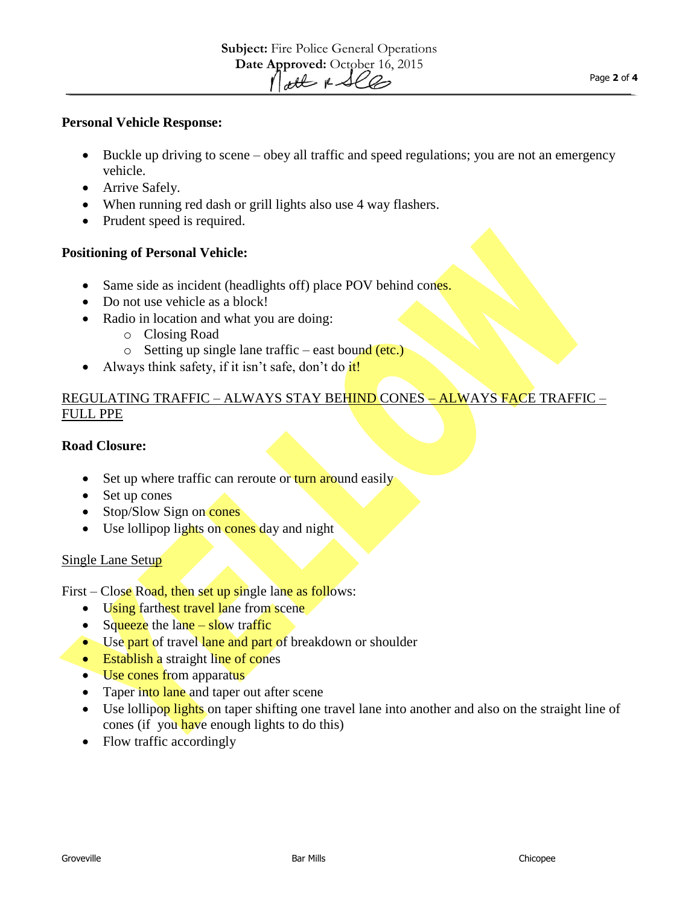**Personal Vehicle Response:**

- Buckle up driving to scene – obey all traffic and speed regulations; you are not an emergency vehicle.
- Arrive Safely.
- When running red dash or grill lights also use 4 way flashers.
- Prudent speed is required.

**Positioning of Personal Vehicle:**

- Same side as incident (headlights off) place POV behind cones.
- Do not use vehicle as a block!
- Radio in location and what you are doing:
  - Closing Road
  - Setting up single lane traffic – east bound (etc.)
- Always think safety, if it isn't safe, don't do it!

REGULATING TRAFFIC – ALWAYS STAY BEHIND CONES – ALWAYS FACE TRAFFIC – FULL PPE

**Road Closure:**

- Set up where traffic can reroute or turn around easily
- Set up cones
- Stop/Slow Sign on cones
- Use lollipop lights on cones day and night

Single Lane Setup

First – Close Road, then set up single lane as follows:

- Using farthest travel lane from scene
- Squeeze the lane – slow traffic
- Use part of travel lane and part of breakdown or shoulder
- Establish a straight line of cones
- Use cones from apparatus
- Taper into lane and taper out after scene
- Use lollipop lights on taper shifting one travel lane into another and also on the straight line of cones (if you have enough lights to do this)
- Flow traffic accordingly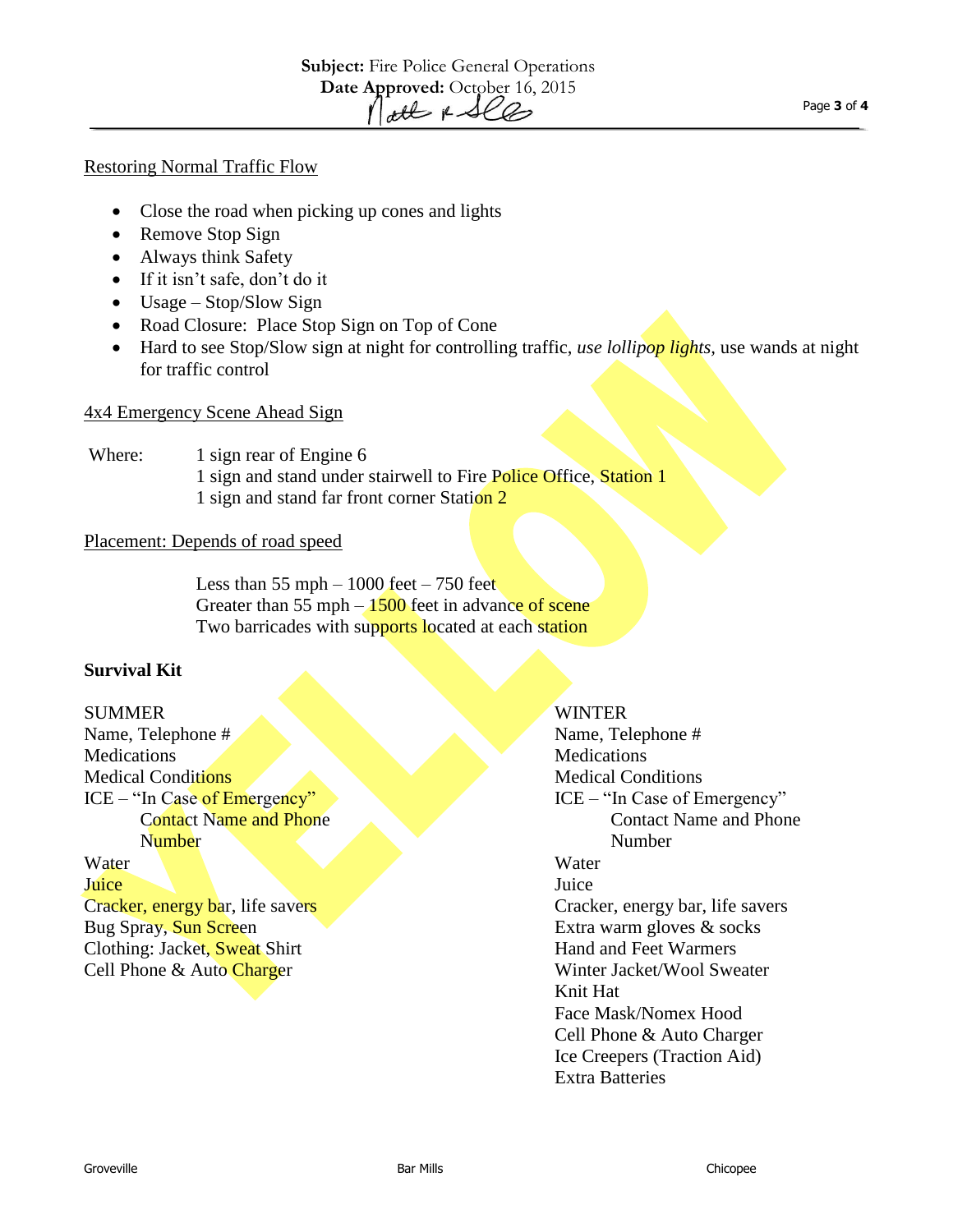Restoring Normal Traffic Flow

- Close the road when picking up cones and lights
- Remove Stop Sign
- Always think Safety
- If it isn't safe, don't do it
- Usage – Stop/Slow Sign
- Road Closure: Place Stop Sign on Top of Cone
- Hard to see Stop/Slow sign at night for controlling traffic, *use lollipop lights*, use wands at night for traffic control

4x4 Emergency Scene Ahead Sign

Where: 1 sign rear of Engine 6
1 sign and stand under stairwell to Fire Police Office, Station 1
1 sign and stand far front corner Station 2

Placement: Depends of road speed

Less than 55 mph – 1000 feet – 750 feet
Greater than 55 mph – 1500 feet in advance of scene
Two barricades with supports located at each station

**Survival Kit**

SUMMER
Name, Telephone #
Medications
Medical Conditions
ICE – "In Case of Emergency"
Contact Name and Phone Number
Water
Juice
Cracker, energy bar, life savers
Bug Spray, Sun Screen
Clothing: Jacket, Sweat Shirt
Cell Phone & Auto Charger

WINTER
Name, Telephone #
Medications
Medical Conditions
ICE – "In Case of Emergency"
Contact Name and Phone Number
Water
Juice
Cracker, energy bar, life savers
Extra warm gloves & socks
Hand and Feet Warmers
Winter Jacket/Wool Sweater
Knit Hat
Face Mask/Nomex Hood
Cell Phone & Auto Charger
Ice Creepers (Traction Aid)
Extra Batteries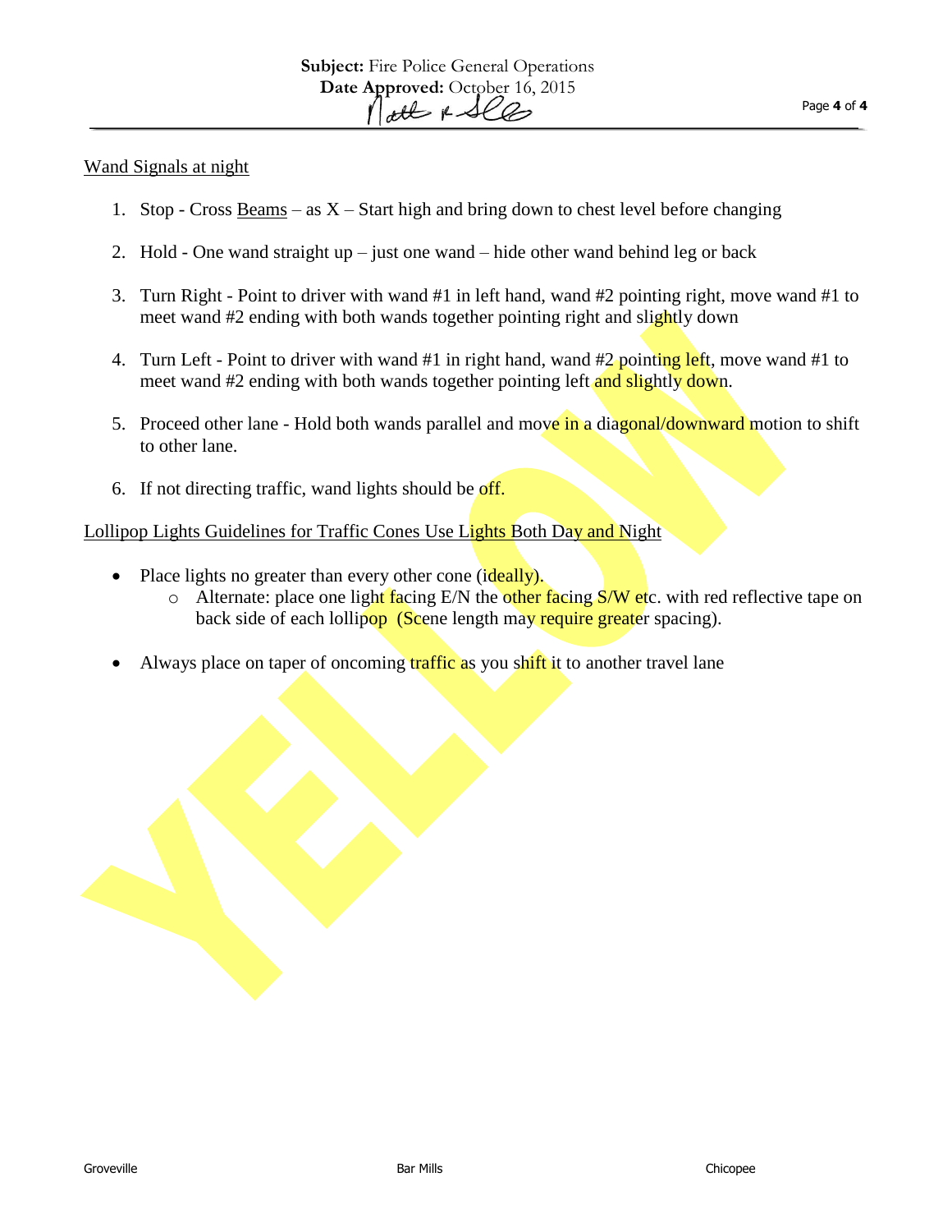Wand Signals at night

1. Stop - Cross Beams – as X – Start high and bring down to chest level before changing
2. Hold - One wand straight up – just one wand – hide other wand behind leg or back
3. Turn Right - Point to driver with wand #1 in left hand, wand #2 pointing right, move wand #1 to meet wand #2 ending with both wands together pointing right and slightly down
4. Turn Left - Point to driver with wand #1 in right hand, wand #2 pointing left, move wand #1 to meet wand #2 ending with both wands together pointing left and slightly down.
5. Proceed other lane - Hold both wands parallel and move in a diagonal/downward motion to shift to other lane.
6. If not directing traffic, wand lights should be off.

Lollipop Lights Guidelines for Traffic Cones Use Lights Both Day and Night

- Place lights no greater than every other cone (ideally).
  - Alternate: place one light facing E/N the other facing S/W etc. with red reflective tape on back side of each lollipop (Scene length may require greater spacing).
- Always place on taper of oncoming traffic as you shift it to another travel lane